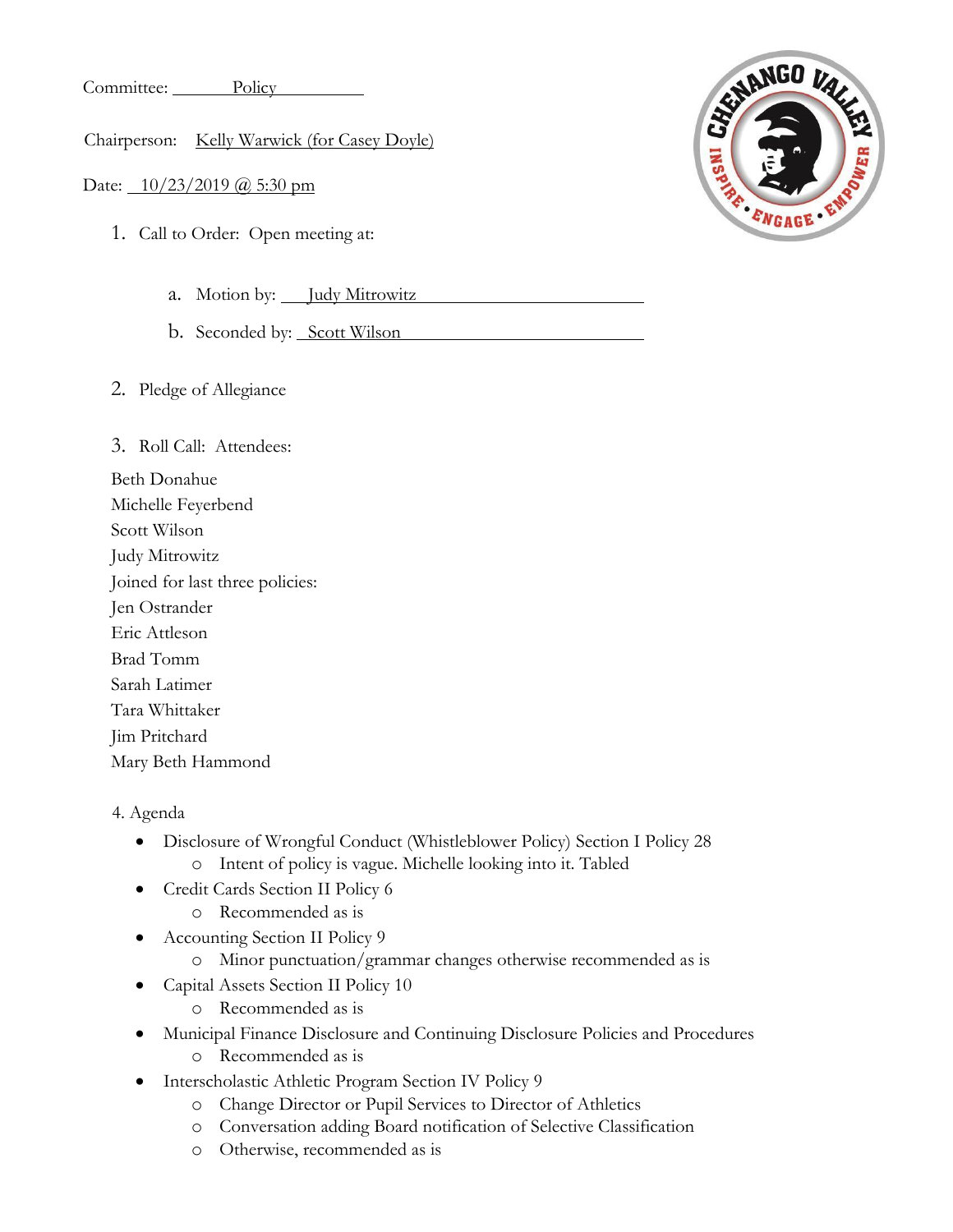Committee: Policy

Chairperson: Kelly Warwick (for Casey Doyle)

Date: 10/23/2019 @ 5:30 pm

1. Call to Order: Open meeting at:

    a. Motion by: Judy Mitrowitz

    b. Seconded by: Scott Wilson

2. Pledge of Allegiance

3. Roll Call: Attendees:

Beth Donahue
Michelle Feyerbend
Scott Wilson
Judy Mitrowitz
Joined for last three policies:
Jen Ostrander
Eric Attleson
Brad Tomm
Sarah Latimer
Tara Whittaker
Jim Pritchard
Mary Beth Hammond

4. Agenda

- Disclosure of Wrongful Conduct (Whistleblower Policy) Section I Policy 28
    - Intent of policy is vague. Michelle looking into it. Tabled
- Credit Cards Section II Policy 6
    - Recommended as is
- Accounting Section II Policy 9
    - Minor punctuation/grammar changes otherwise recommended as is
- Capital Assets Section II Policy 10
    - Recommended as is
- Municipal Finance Disclosure and Continuing Disclosure Policies and Procedures
    - Recommended as is
- Interscholastic Athletic Program Section IV Policy 9
    - Change Director or Pupil Services to Director of Athletics
    - Conversation adding Board notification of Selective Classification
    - Otherwise, recommended as is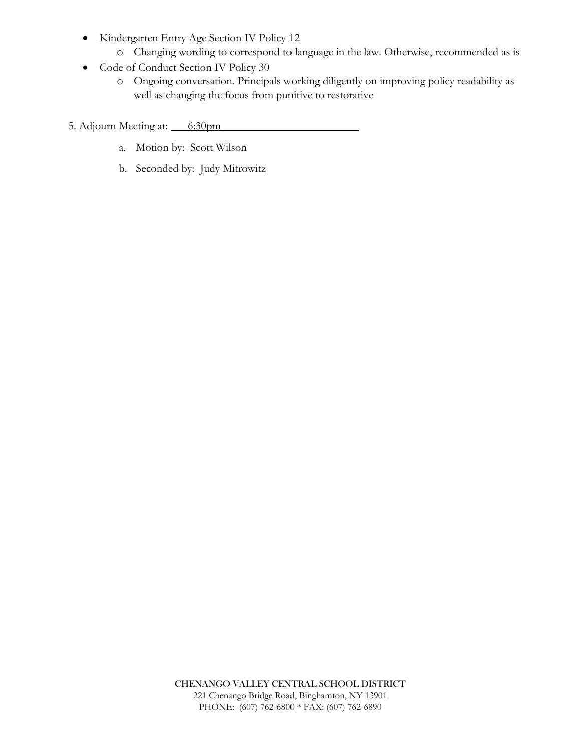- Kindergarten Entry Age Section IV Policy 12
  - Changing wording to correspond to language in the law. Otherwise, recommended as is
- Code of Conduct Section IV Policy 30
  - Ongoing conversation. Principals working diligently on improving policy readability as well as changing the focus from punitive to restorative

5. Adjourn Meeting at: 6:30pm

   a. Motion by: Scott Wilson

   b. Seconded by: Judy Mitrowitz

CHENANGO VALLEY CENTRAL SCHOOL DISTRICT
221 Chenango Bridge Road, Binghamton, NY 13901
PHONE: (607) 762-6800 * FAX: (607) 762-6890